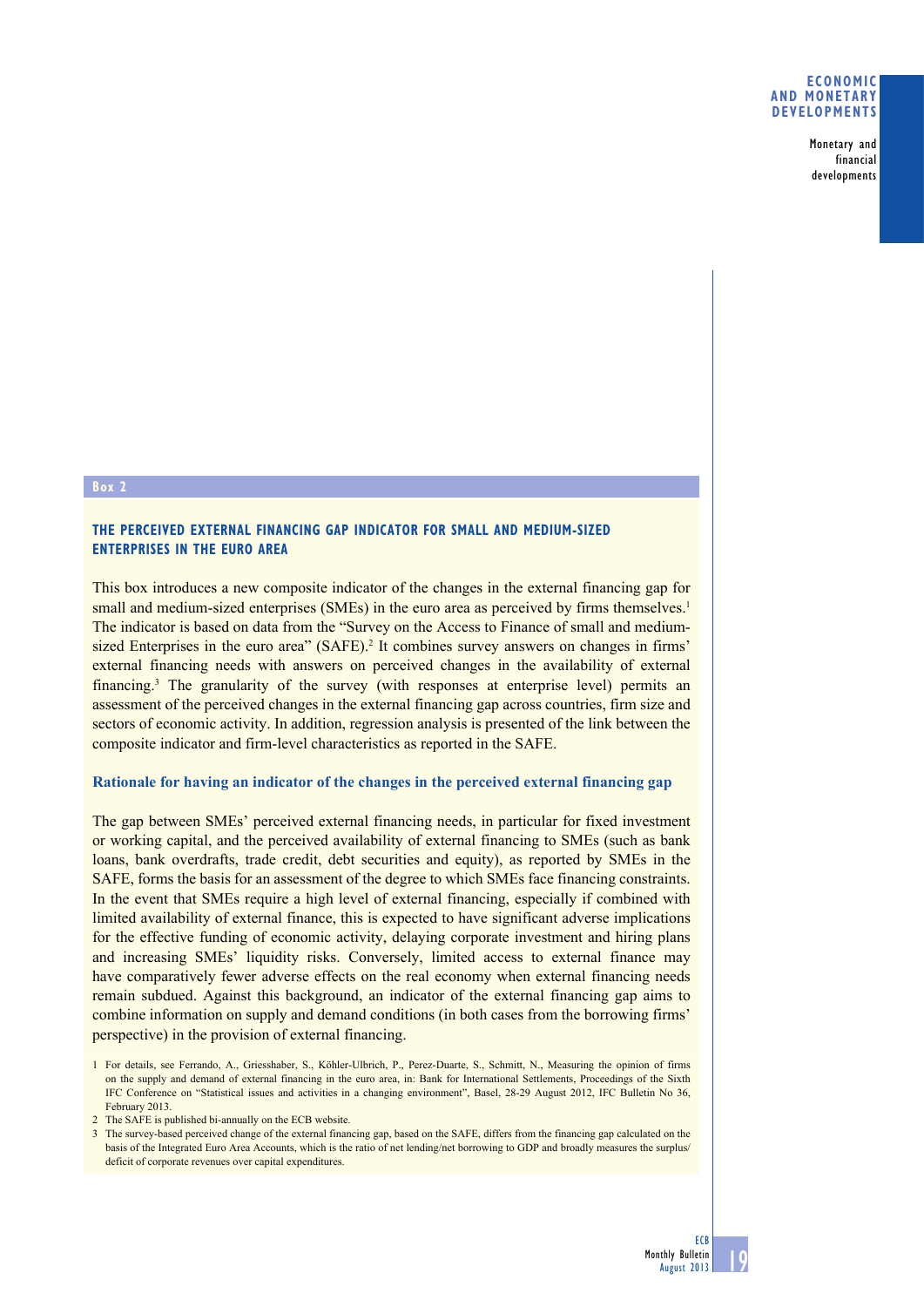**Box 2**

## THE PERCEIVED EXTERNAL FINANCING GAP INDICATOR FOR SMALL AND MEDIUM-SIZED ENTERPRISES IN THE EURO AREA

This box introduces a new composite indicator of the changes in the external financing gap for small and medium-sized enterprises (SMEs) in the euro area as perceived by firms themselves.[1] The indicator is based on data from the "Survey on the Access to Finance of small and medium-sized Enterprises in the euro area" (SAFE).[2] It combines survey answers on changes in firms' external financing needs with answers on perceived changes in the availability of external financing.[3] The granularity of the survey (with responses at enterprise level) permits an assessment of the perceived changes in the external financing gap across countries, firm size and sectors of economic activity. In addition, regression analysis is presented of the link between the composite indicator and firm-level characteristics as reported in the SAFE.

### Rationale for having an indicator of the changes in the perceived external financing gap

The gap between SMEs' perceived external financing needs, in particular for fixed investment or working capital, and the perceived availability of external financing to SMEs (such as bank loans, bank overdrafts, trade credit, debt securities and equity), as reported by SMEs in the SAFE, forms the basis for an assessment of the degree to which SMEs face financing constraints. In the event that SMEs require a high level of external financing, especially if combined with limited availability of external finance, this is expected to have significant adverse implications for the effective funding of economic activity, delaying corporate investment and hiring plans and increasing SMEs' liquidity risks. Conversely, limited access to external finance may have comparatively fewer adverse effects on the real economy when external financing needs remain subdued. Against this background, an indicator of the external financing gap aims to combine information on supply and demand conditions (in both cases from the borrowing firms' perspective) in the provision of external financing.

1 For details, see Ferrando, A., Griesshaber, S., Köhler-Ulbrich, P., Perez-Duarte, S., Schmitt, N., Measuring the opinion of firms on the supply and demand of external financing in the euro area, in: Bank for International Settlements, Proceedings of the Sixth IFC Conference on "Statistical issues and activities in a changing environment", Basel, 28-29 August 2012, IFC Bulletin No 36, February 2013.

2 The SAFE is published bi-annually on the ECB website.

3 The survey-based perceived change of the external financing gap, based on the SAFE, differs from the financing gap calculated on the basis of the Integrated Euro Area Accounts, which is the ratio of net lending/net borrowing to GDP and broadly measures the surplus/deficit of corporate revenues over capital expenditures.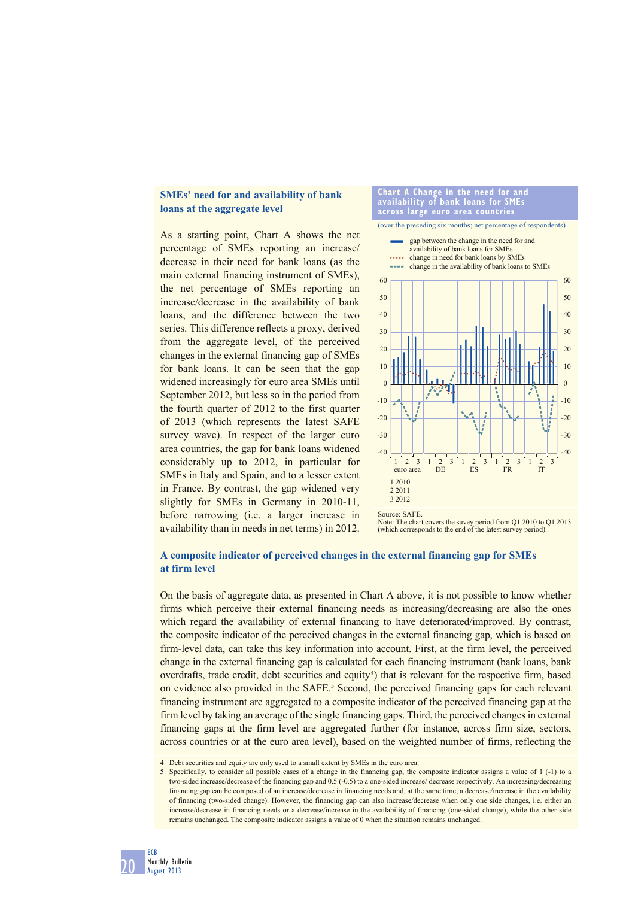### SMEs' need for and availability of bank loans at the aggregate level

As a starting point, Chart A shows the net percentage of SMEs reporting an increase/decrease in their need for bank loans (as the main external financing instrument of SMEs), the net percentage of SMEs reporting an increase/decrease in the availability of bank loans, and the difference between the two series. This difference reflects a proxy, derived from the aggregate level, of the perceived changes in the external financing gap of SMEs for bank loans. It can be seen that the gap widened increasingly for euro area SMEs until September 2012, but less so in the period from the fourth quarter of 2012 to the first quarter of 2013 (which represents the latest SAFE survey wave). In respect of the larger euro area countries, the gap for bank loans widened considerably up to 2012, in particular for SMEs in Italy and Spain, and to a lesser extent in France. By contrast, the gap widened very slightly for SMEs in Germany in 2010-11, before narrowing (i.e. a larger increase in availability than in needs in net terms) in 2012.

**Chart A Change in the need for and availability of bank loans for SMEs across large euro area countries**

(over the preceding six months; net percentage of respondents)

- gap between the change in the need for and availability of bank loans for SMEs
- change in need for bank loans by SMEs
- change in the availability of bank loans to SMEs

1 2010
2 2011
3 2012

Source: SAFE.
Note: The chart covers the suvey period from Q1 2010 to Q1 2013 (which corresponds to the end of the latest survey period).

### A composite indicator of perceived changes in the external financing gap for SMEs at firm level

On the basis of aggregate data, as presented in Chart A above, it is not possible to know whether firms which perceive their external financing needs as increasing/decreasing are also the ones which regard the availability of external financing to have deteriorated/improved. By contrast, the composite indicator of the perceived changes in the external financing gap, which is based on firm-level data, can take this key information into account. First, at the firm level, the perceived change in the external financing gap is calculated for each financing instrument (bank loans, bank overdrafts, trade credit, debt securities and equity[4]) that is relevant for the respective firm, based on evidence also provided in the SAFE.[5] Second, the perceived financing gaps for each relevant financing instrument are aggregated to a composite indicator of the perceived financing gap at the firm level by taking an average of the single financing gaps. Third, the perceived changes in external financing gaps at the firm level are aggregated further (for instance, across firm size, sectors, across countries or at the euro area level), based on the weighted number of firms, reflecting the

4 Debt securities and equity are only used to a small extent by SMEs in the euro area.

5 Specifically, to consider all possible cases of a change in the financing gap, the composite indicator assigns a value of 1 (-1) to a two-sided increase/decrease of the financing gap and 0.5 (-0.5) to a one-sided increase/ decrease respectively. An increasing/decreasing financing gap can be composed of an increase/decrease in financing needs and, at the same time, a decrease/increase in the availability of financing (two-sided change). However, the financing gap can also increase/decrease when only one side changes, i.e. either an increase/decrease in financing needs or a decrease/increase in the availability of financing (one-sided change), while the other side remains unchanged. The composite indicator assigns a value of 0 when the situation remains unchanged.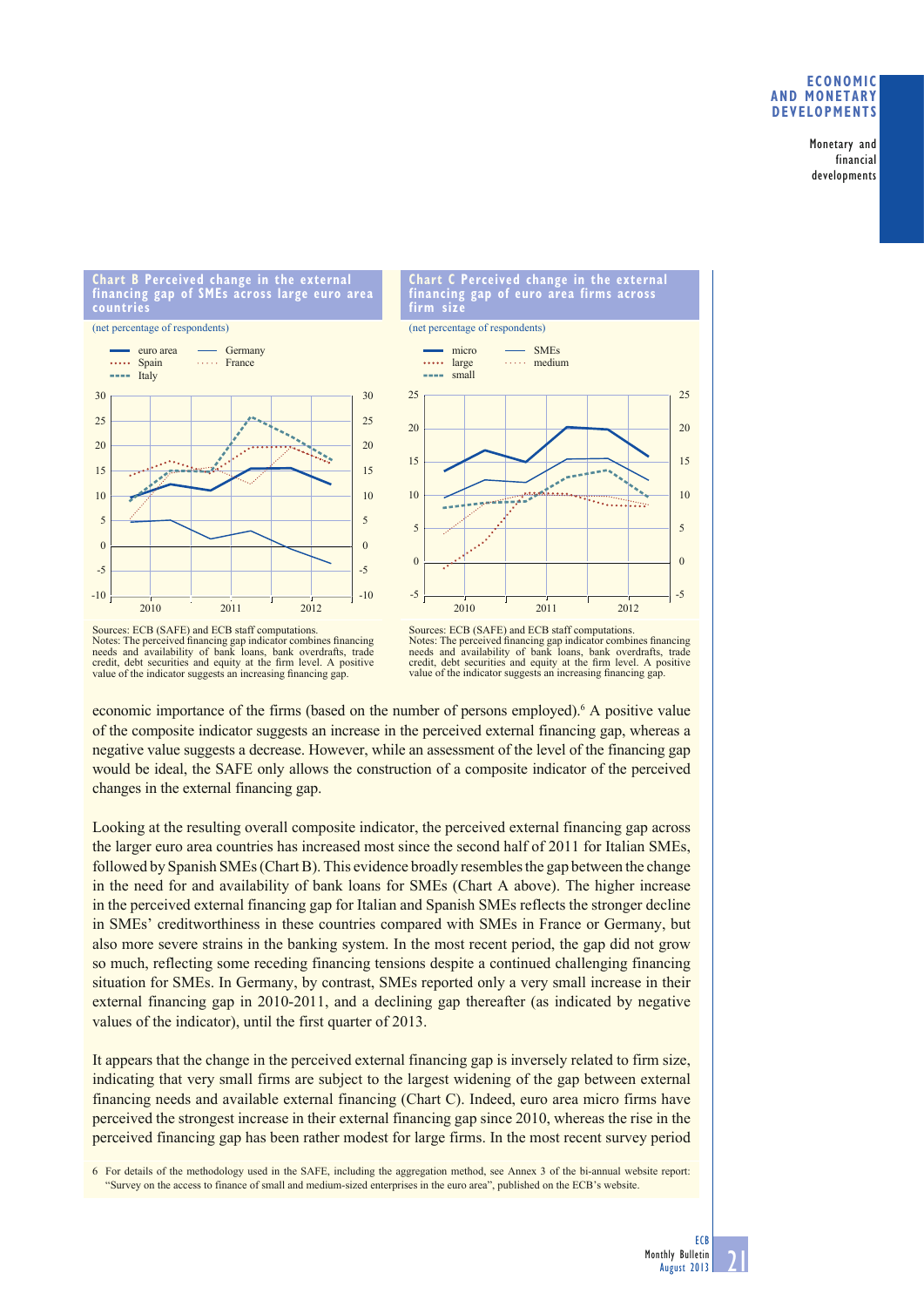**Chart B Perceived change in the external financing gap of SMEs across large euro area countries**

(net percentage of respondents)

Sources: ECB (SAFE) and ECB staff computations.
Notes: The perceived financing gap indicator combines financing needs and availability of bank loans, bank overdrafts, trade credit, debt securities and equity at the firm level. A positive value of the indicator suggests an increasing financing gap.

**Chart C Perceived change in the external financing gap of euro area firms across firm size**

(net percentage of respondents)

Sources: ECB (SAFE) and ECB staff computations.
Notes: The perceived financing gap indicator combines financing needs and availability of bank loans, bank overdrafts, trade credit, debt securities and equity at the firm level. A positive value of the indicator suggests an increasing financing gap.

economic importance of the firms (based on the number of persons employed).[6] A positive value of the composite indicator suggests an increase in the perceived external financing gap, whereas a negative value suggests a decrease. However, while an assessment of the level of the financing gap would be ideal, the SAFE only allows the construction of a composite indicator of the perceived changes in the external financing gap.

Looking at the resulting overall composite indicator, the perceived external financing gap across the larger euro area countries has increased most since the second half of 2011 for Italian SMEs, followed by Spanish SMEs (Chart B). This evidence broadly resembles the gap between the change in the need for and availability of bank loans for SMEs (Chart A above). The higher increase in the perceived external financing gap for Italian and Spanish SMEs reflects the stronger decline in SMEs' creditworthiness in these countries compared with SMEs in France or Germany, but also more severe strains in the banking system. In the most recent period, the gap did not grow so much, reflecting some receding financing tensions despite a continued challenging financing situation for SMEs. In Germany, by contrast, SMEs reported only a very small increase in their external financing gap in 2010-2011, and a declining gap thereafter (as indicated by negative values of the indicator), until the first quarter of 2013.

It appears that the change in the perceived external financing gap is inversely related to firm size, indicating that very small firms are subject to the largest widening of the gap between external financing needs and available external financing (Chart C). Indeed, euro area micro firms have perceived the strongest increase in their external financing gap since 2010, whereas the rise in the perceived financing gap has been rather modest for large firms. In the most recent survey period

6 For details of the methodology used in the SAFE, including the aggregation method, see Annex 3 of the bi-annual website report: "Survey on the access to finance of small and medium-sized enterprises in the euro area", published on the ECB's website.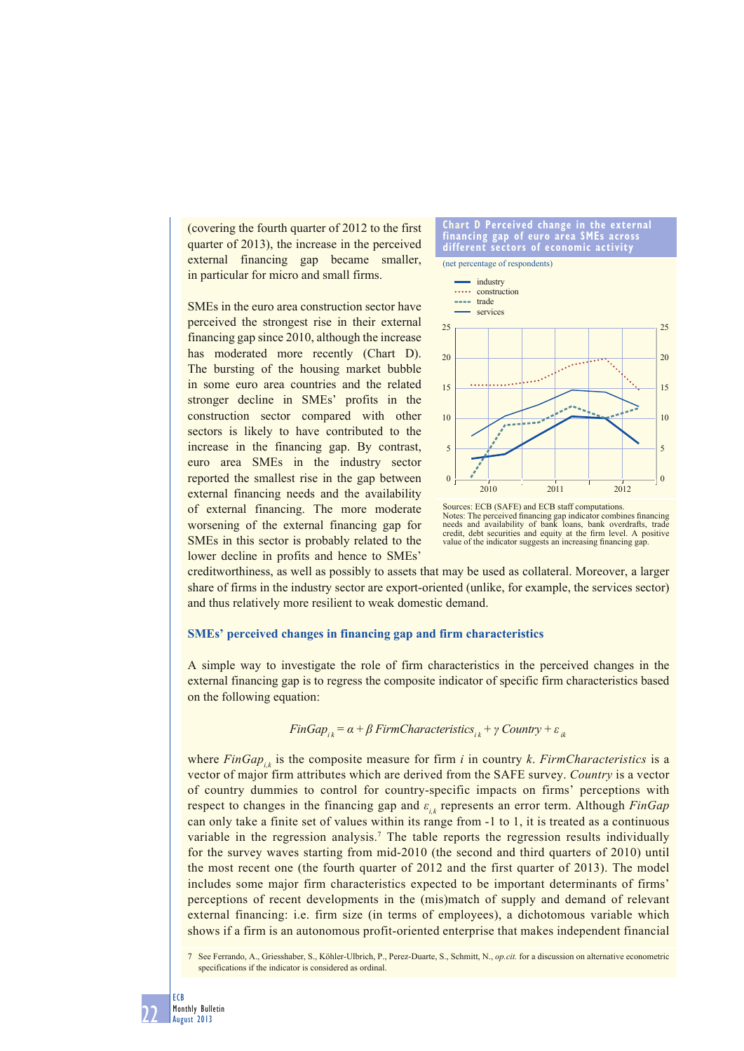(covering the fourth quarter of 2012 to the first quarter of 2013), the increase in the perceived external financing gap became smaller, in particular for micro and small firms.

SMEs in the euro area construction sector have perceived the strongest rise in their external financing gap since 2010, although the increase has moderated more recently (Chart D). The bursting of the housing market bubble in some euro area countries and the related stronger decline in SMEs' profits in the construction sector compared with other sectors is likely to have contributed to the increase in the financing gap. By contrast, euro area SMEs in the industry sector reported the smallest rise in the gap between external financing needs and the availability of external financing. The more moderate worsening of the external financing gap for SMEs in this sector is probably related to the lower decline in profits and hence to SMEs' creditworthiness, as well as possibly to assets that may be used as collateral. Moreover, a larger share of firms in the industry sector are export-oriented (unlike, for example, the services sector) and thus relatively more resilient to weak domestic demand.

**Chart D Perceived change in the external financing gap of euro area SMEs across different sectors of economic activity**

(net percentage of respondents)

Sources: ECB (SAFE) and ECB staff computations.
Notes: The perceived financing gap indicator combines financing needs and availability of bank loans, bank overdrafts, trade credit, debt securities and equity at the firm level. A positive value of the indicator suggests an increasing financing gap.

### SMEs' perceived changes in financing gap and firm characteristics

A simple way to investigate the role of firm characteristics in the perceived changes in the external financing gap is to regress the composite indicator of specific firm characteristics based on the following equation:

$$FinGap_{ik} = \alpha + \beta\ FirmCharacteristics_{ik} + \gamma\ Country + \varepsilon_{ik}$$

where $FinGap_{i,k}$ is the composite measure for firm $i$ in country $k$. *FirmCharacteristics* is a vector of major firm attributes which are derived from the SAFE survey. *Country* is a vector of country dummies to control for country-specific impacts on firms' perceptions with respect to changes in the financing gap and $\varepsilon_{i,k}$ represents an error term. Although *FinGap* can only take a finite set of values within its range from -1 to 1, it is treated as a continuous variable in the regression analysis.[7] The table reports the regression results individually for the survey waves starting from mid-2010 (the second and third quarters of 2010) until the most recent one (the fourth quarter of 2012 and the first quarter of 2013). The model includes some major firm characteristics expected to be important determinants of firms' perceptions of recent developments in the (mis)match of supply and demand of relevant external financing: i.e. firm size (in terms of employees), a dichotomous variable which shows if a firm is an autonomous profit-oriented enterprise that makes independent financial

7 See Ferrando, A., Griesshaber, S., Köhler-Ulbrich, P., Perez-Duarte, S., Schmitt, N., *op.cit.* for a discussion on alternative econometric specifications if the indicator is considered as ordinal.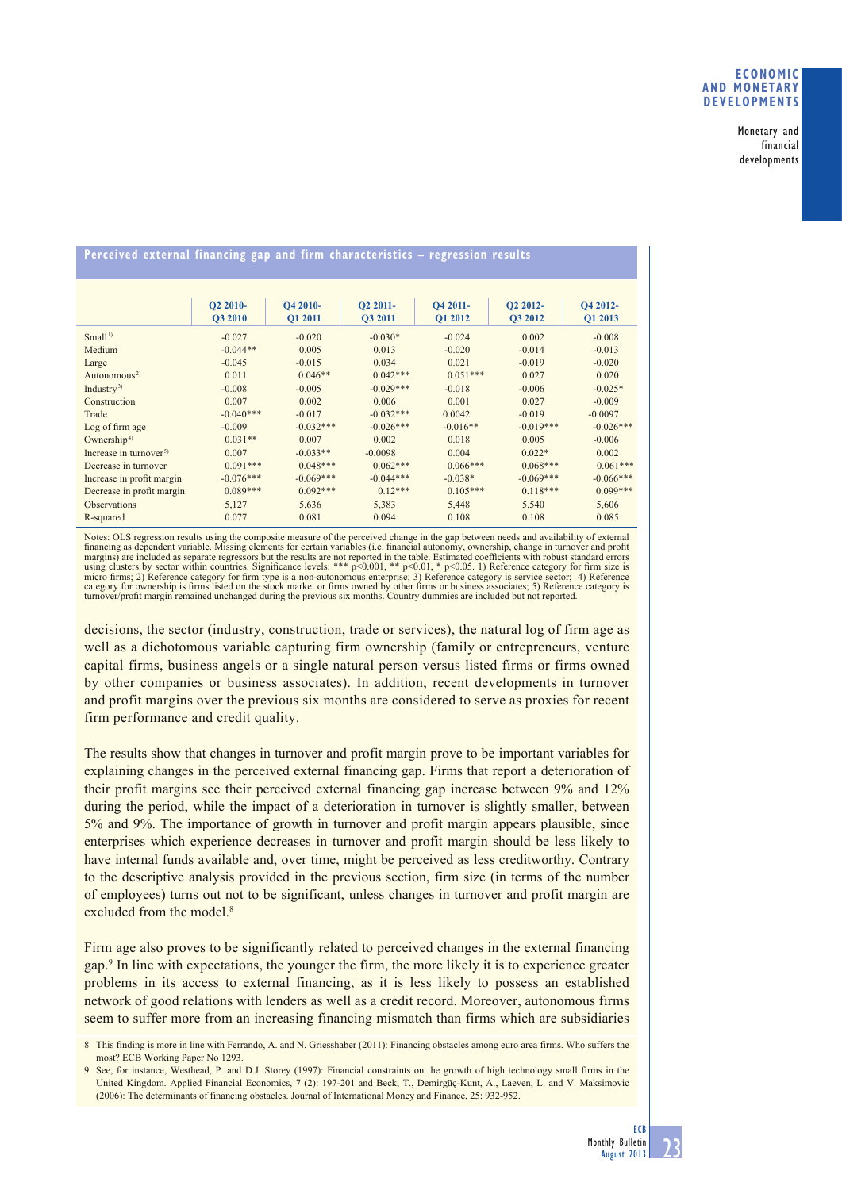**Perceived external financing gap and firm characteristics – regression results**

| | Q2 2010-Q3 2010 | Q4 2010-Q1 2011 | Q2 2011-Q3 2011 | Q4 2011-Q1 2012 | Q2 2012-Q3 2012 | Q4 2012-Q1 2013 |
|---|---|---|---|---|---|---|
| Small[1)] | -0.027 | -0.020 | -0.030* | -0.024 | 0.002 | -0.008 |
| Medium | -0.044** | 0.005 | 0.013 | -0.020 | -0.014 | -0.013 |
| Large | -0.045 | -0.015 | 0.034 | 0.021 | -0.019 | -0.020 |
| Autonomous[2)] | 0.011 | 0.046** | 0.042*** | 0.051*** | 0.027 | 0.020 |
| Industry[3)] | -0.008 | -0.005 | -0.029*** | -0.018 | -0.006 | -0.025* |
| Construction | 0.007 | 0.002 | 0.006 | 0.001 | 0.027 | -0.009 |
| Trade | -0.040*** | -0.017 | -0.032*** | 0.0042 | -0.019 | -0.0097 |
| Log of firm age | -0.009 | -0.032*** | -0.026*** | -0.016** | -0.019*** | -0.026*** |
| Ownership[4)] | 0.031** | 0.007 | 0.002 | 0.018 | 0.005 | -0.006 |
| Increase in turnover[5)] | 0.007 | -0.033** | -0.0098 | 0.004 | 0.022* | 0.002 |
| Decrease in turnover | 0.091*** | 0.048*** | 0.062*** | 0.066*** | 0.068*** | 0.061*** |
| Increase in profit margin | -0.076*** | -0.069*** | -0.044*** | -0.038* | -0.069*** | -0.066*** |
| Decrease in profit margin | 0.089*** | 0.092*** | 0.12*** | 0.105*** | 0.118*** | 0.099*** |
| Observations | 5,127 | 5,636 | 5,383 | 5,448 | 5,540 | 5,606 |
| R-squared | 0.077 | 0.081 | 0.094 | 0.108 | 0.108 | 0.085 |

Notes: OLS regression results using the composite measure of the perceived change in the gap between needs and availability of external financing as dependent variable. Missing elements for certain variables (i.e. financial autonomy, ownership, change in turnover and profit margins) are included as separate regressors but the results are not reported in the table. Estimated coefficients with robust standard errors using clusters by sector within countries. Significance levels: *** $p<0.001$, ** $p<0.01$, * $p<0.05$. 1) Reference category for firm size is micro firms; 2) Reference category for firm type is a non-autonomous enterprise; 3) Reference category is service sector; 4) Reference category for ownership is firms listed on the stock market or firms owned by other firms or business associates; 5) Reference category is turnover/profit margin remained unchanged during the previous six months. Country dummies are included but not reported.

decisions, the sector (industry, construction, trade or services), the natural log of firm age as well as a dichotomous variable capturing firm ownership (family or entrepreneurs, venture capital firms, business angels or a single natural person versus listed firms or firms owned by other companies or business associates). In addition, recent developments in turnover and profit margins over the previous six months are considered to serve as proxies for recent firm performance and credit quality.

The results show that changes in turnover and profit margin prove to be important variables for explaining changes in the perceived external financing gap. Firms that report a deterioration of their profit margins see their perceived external financing gap increase between 9% and 12% during the period, while the impact of a deterioration in turnover is slightly smaller, between 5% and 9%. The importance of growth in turnover and profit margin appears plausible, since enterprises which experience decreases in turnover and profit margin should be less likely to have internal funds available and, over time, might be perceived as less creditworthy. Contrary to the descriptive analysis provided in the previous section, firm size (in terms of the number of employees) turns out not to be significant, unless changes in turnover and profit margin are excluded from the model.[8]

Firm age also proves to be significantly related to perceived changes in the external financing gap.[9] In line with expectations, the younger the firm, the more likely it is to experience greater problems in its access to external financing, as it is less likely to possess an established network of good relations with lenders as well as a credit record. Moreover, autonomous firms seem to suffer more from an increasing financing mismatch than firms which are subsidiaries

8 This finding is more in line with Ferrando, A. and N. Griesshaber (2011): Financing obstacles among euro area firms. Who suffers the most? ECB Working Paper No 1293.

9 See, for instance, Westhead, P. and D.J. Storey (1997): Financial constraints on the growth of high technology small firms in the United Kingdom. Applied Financial Economics, 7 (2): 197-201 and Beck, T., Demirgüç-Kunt, A., Laeven, L. and V. Maksimovic (2006): The determinants of financing obstacles. Journal of International Money and Finance, 25: 932-952.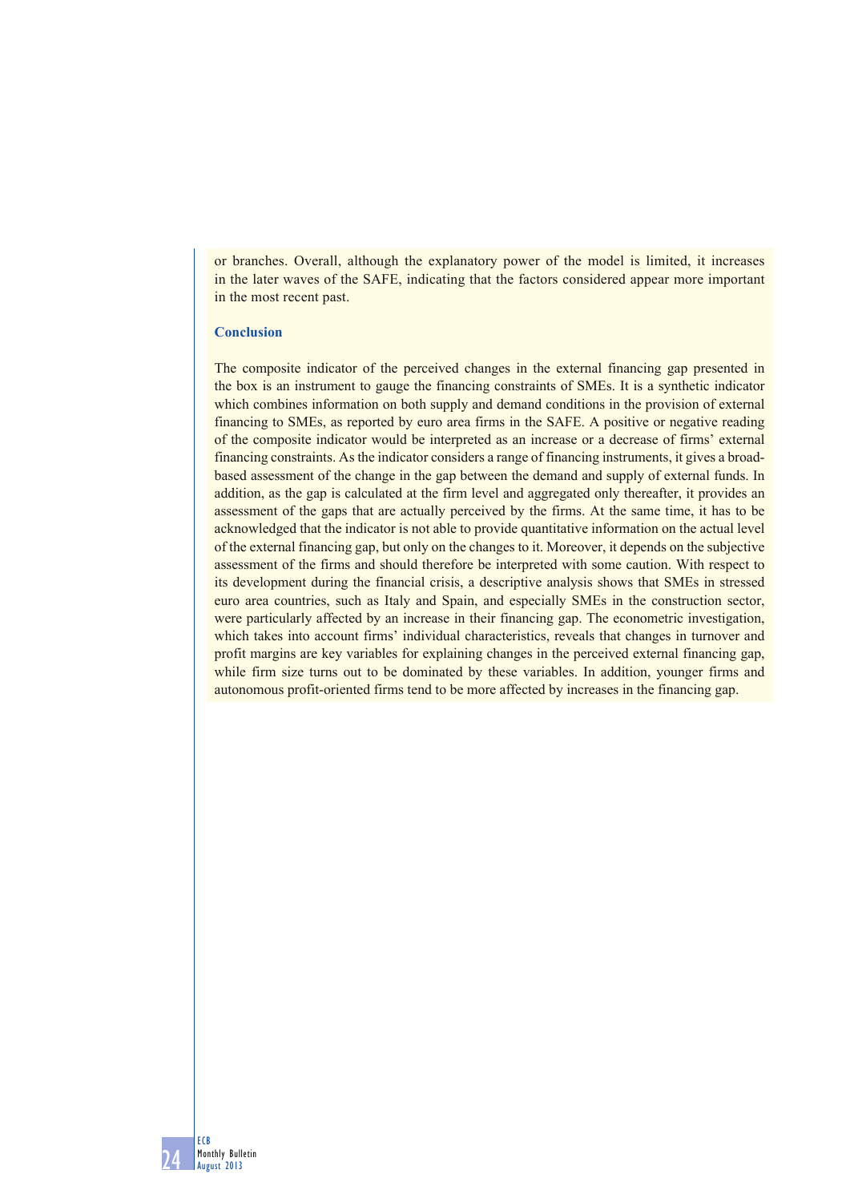or branches. Overall, although the explanatory power of the model is limited, it increases in the later waves of the SAFE, indicating that the factors considered appear more important in the most recent past.

### Conclusion

The composite indicator of the perceived changes in the external financing gap presented in the box is an instrument to gauge the financing constraints of SMEs. It is a synthetic indicator which combines information on both supply and demand conditions in the provision of external financing to SMEs, as reported by euro area firms in the SAFE. A positive or negative reading of the composite indicator would be interpreted as an increase or a decrease of firms' external financing constraints. As the indicator considers a range of financing instruments, it gives a broad-based assessment of the change in the gap between the demand and supply of external funds. In addition, as the gap is calculated at the firm level and aggregated only thereafter, it provides an assessment of the gaps that are actually perceived by the firms. At the same time, it has to be acknowledged that the indicator is not able to provide quantitative information on the actual level of the external financing gap, but only on the changes to it. Moreover, it depends on the subjective assessment of the firms and should therefore be interpreted with some caution. With respect to its development during the financial crisis, a descriptive analysis shows that SMEs in stressed euro area countries, such as Italy and Spain, and especially SMEs in the construction sector, were particularly affected by an increase in their financing gap. The econometric investigation, which takes into account firms' individual characteristics, reveals that changes in turnover and profit margins are key variables for explaining changes in the perceived external financing gap, while firm size turns out to be dominated by these variables. In addition, younger firms and autonomous profit-oriented firms tend to be more affected by increases in the financing gap.